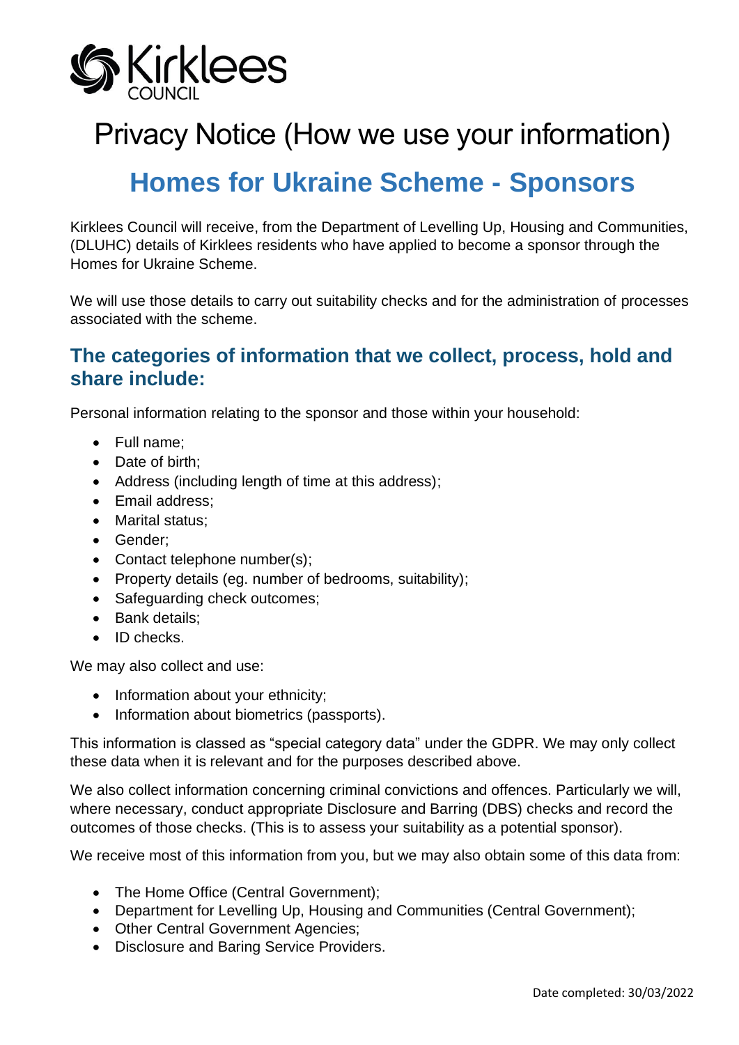# Privacy Notice (How we use your information)

## Homes for Ukraine Scheme - Sponsors

Kirklees Council will receive, from the Department of Levelling Up, Housing and Communities, (DLUHC) details of Kirklees residents who have applied to become a sponsor through the Homes for Ukraine Scheme.

We will use those details to carry out suitability checks and for the administration of processes associated with the scheme.

### The categories of information that we collect, process, hold and share include:

Personal information relating to the sponsor and those within your household:

- Full name;
- Date of birth;
- Address (including length of time at this address);
- Email address;
- Marital status;
- Gender;
- Contact telephone number(s);
- Property details (eg. number of bedrooms, suitability);
- Safeguarding check outcomes;
- Bank details;
- ID checks.

We may also collect and use:

- Information about your ethnicity;
- Information about biometrics (passports).

This information is classed as "special category data" under the GDPR. We may only collect these data when it is relevant and for the purposes described above.

We also collect information concerning criminal convictions and offences. Particularly we will, where necessary, conduct appropriate Disclosure and Barring (DBS) checks and record the outcomes of those checks. (This is to assess your suitability as a potential sponsor).

We receive most of this information from you, but we may also obtain some of this data from:

- The Home Office (Central Government);
- Department for Levelling Up, Housing and Communities (Central Government);
- Other Central Government Agencies;
- Disclosure and Baring Service Providers.

Date completed: 30/03/2022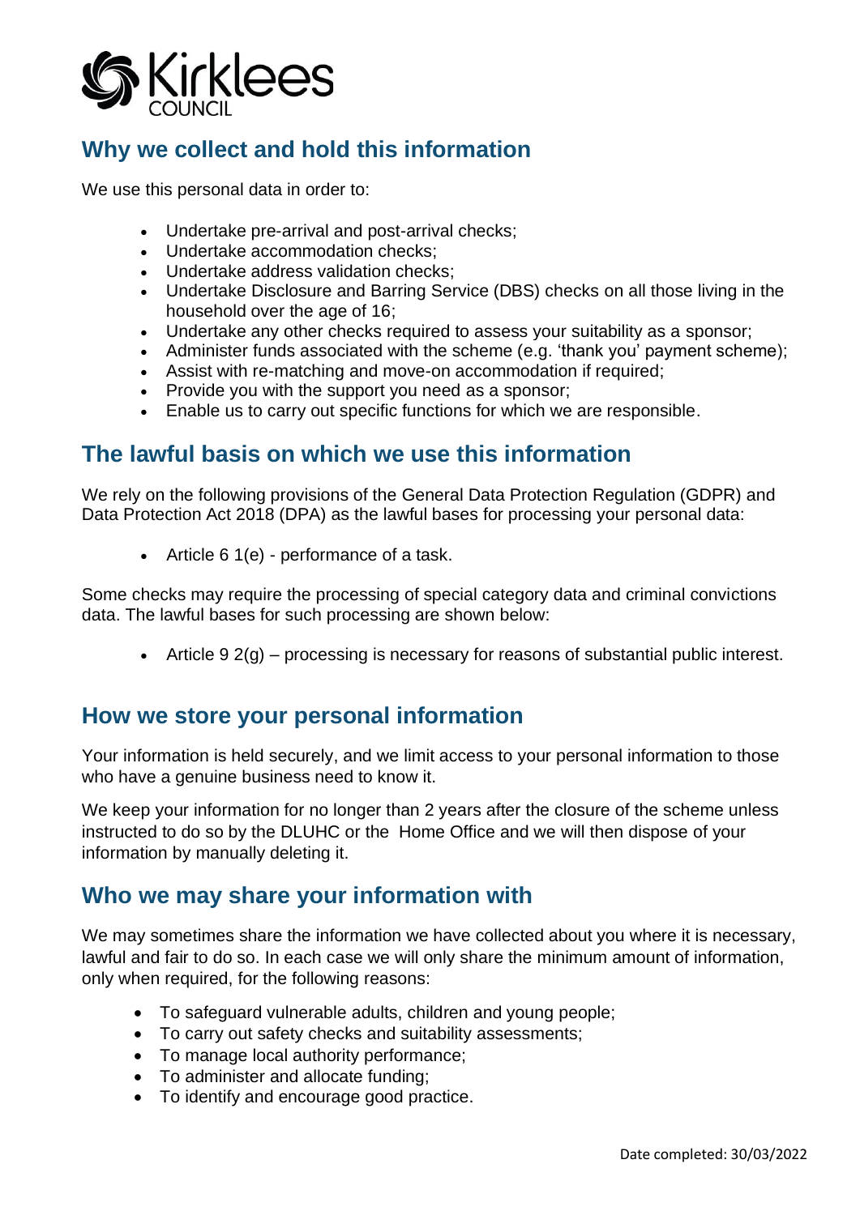## Why we collect and hold this information

We use this personal data in order to:

- Undertake pre-arrival and post-arrival checks;
- Undertake accommodation checks;
- Undertake address validation checks;
- Undertake Disclosure and Barring Service (DBS) checks on all those living in the household over the age of 16;
- Undertake any other checks required to assess your suitability as a sponsor;
- Administer funds associated with the scheme (e.g. 'thank you' payment scheme);
- Assist with re-matching and move-on accommodation if required;
- Provide you with the support you need as a sponsor;
- Enable us to carry out specific functions for which we are responsible.

## The lawful basis on which we use this information

We rely on the following provisions of the General Data Protection Regulation (GDPR) and Data Protection Act 2018 (DPA) as the lawful bases for processing your personal data:

- Article 6 1(e) - performance of a task.

Some checks may require the processing of special category data and criminal convictions data. The lawful bases for such processing are shown below:

- Article 9 2(g) – processing is necessary for reasons of substantial public interest.

## How we store your personal information

Your information is held securely, and we limit access to your personal information to those who have a genuine business need to know it.

We keep your information for no longer than 2 years after the closure of the scheme unless instructed to do so by the DLUHC or the Home Office and we will then dispose of your information by manually deleting it.

## Who we may share your information with

We may sometimes share the information we have collected about you where it is necessary, lawful and fair to do so. In each case we will only share the minimum amount of information, only when required, for the following reasons:

- To safeguard vulnerable adults, children and young people;
- To carry out safety checks and suitability assessments;
- To manage local authority performance;
- To administer and allocate funding;
- To identify and encourage good practice.

Date completed: 30/03/2022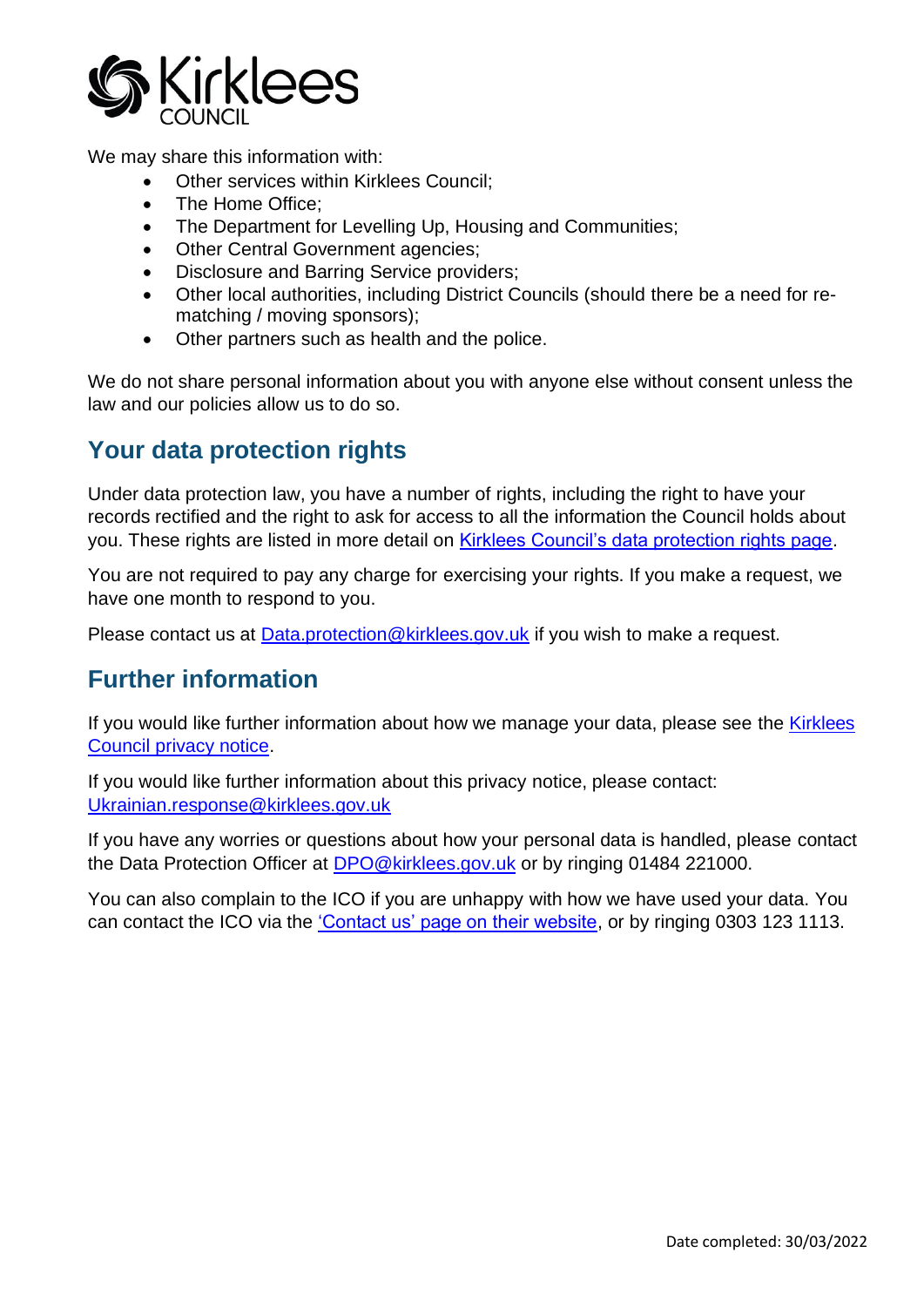We may share this information with:

- Other services within Kirklees Council;
- The Home Office;
- The Department for Levelling Up, Housing and Communities;
- Other Central Government agencies;
- Disclosure and Barring Service providers;
- Other local authorities, including District Councils (should there be a need for re-matching / moving sponsors);
- Other partners such as health and the police.

We do not share personal information about you with anyone else without consent unless the law and our policies allow us to do so.

## Your data protection rights

Under data protection law, you have a number of rights, including the right to have your records rectified and the right to ask for access to all the information the Council holds about you. These rights are listed in more detail on Kirklees Council's data protection rights page.

You are not required to pay any charge for exercising your rights. If you make a request, we have one month to respond to you.

Please contact us at Data.protection@kirklees.gov.uk if you wish to make a request.

## Further information

If you would like further information about how we manage your data, please see the Kirklees Council privacy notice.

If you would like further information about this privacy notice, please contact: Ukrainian.response@kirklees.gov.uk

If you have any worries or questions about how your personal data is handled, please contact the Data Protection Officer at DPO@kirklees.gov.uk or by ringing 01484 221000.

You can also complain to the ICO if you are unhappy with how we have used your data. You can contact the ICO via the 'Contact us' page on their website, or by ringing 0303 123 1113.

Date completed: 30/03/2022